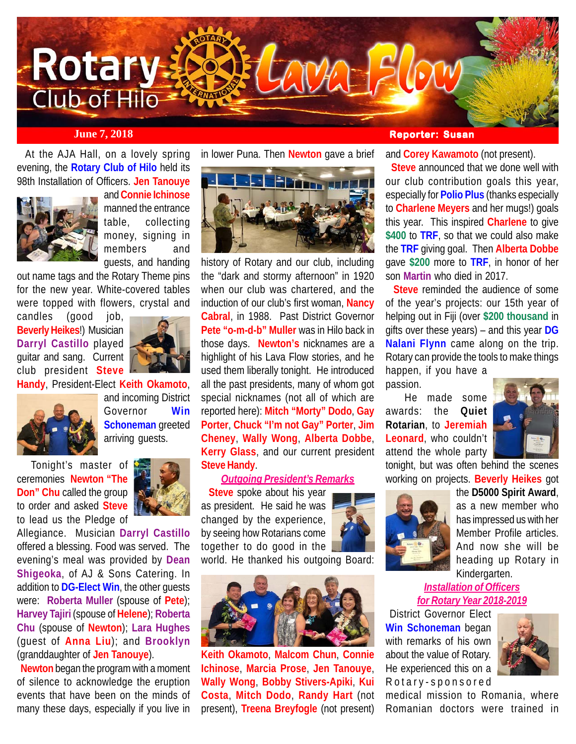# Rotary Club of Hilo Lava Flow

**June 7, 2018** **Reporter: Susan**

At the AJA Hall, on a lovely spring evening, the **Rotary Club of Hilo** held its 98th Installation of Officers. **Jen Tanouye** and **Connie Ichinose** manned the entrance table, collecting money, signing in members and guests, and handing out name tags and the Rotary Theme pins for the new year. White-covered tables were topped with flowers, crystal and candles (good job, **Beverly Heikes**!) Musician **Darryl Castillo** played guitar and sang. Current club president **Steve Handy**, President-Elect **Keith Okamoto**, and incoming District Governor **Win Schoneman** greeted arriving guests.

Tonight's master of ceremonies **Newton "The Don" Chu** called the group to order and asked **Steve** to lead us the Pledge of Allegiance. Musician **Darryl Castillo** offered a blessing. Food was served. The evening's meal was provided by **Dean Shigeoka**, of AJ & Sons Catering. In addition to **DG-Elect Win**, the other guests were: **Roberta Muller** (spouse of **Pete**); **Harvey Tajiri** (spouse of **Helene**); **Roberta Chu** (spouse of **Newton**); **Lara Hughes** (guest of **Anna Liu**); and **Brooklyn** (granddaughter of **Jen Tanouye**).

**Newton** began the program with a moment of silence to acknowledge the eruption events that have been on the minds of many these days, especially if you live in lower Puna. Then **Newton** gave a brief history of Rotary and our club, including the "dark and stormy afternoon" in 1920 when our club was chartered, and the induction of our club's first woman, **Nancy Cabral**, in 1988. Past District Governor **Pete "o-m-d-b" Muller** was in Hilo back in those days. **Newton's** nicknames are a highlight of his Lava Flow stories, and he used them liberally tonight. He introduced all the past presidents, many of whom got special nicknames (not all of which are reported here): **Mitch "Morty" Dodo**, **Gay Porter**, **Chuck "I'm not Gay" Porter**, **Jim Cheney**, **Wally Wong**, **Alberta Dobbe**, **Kerry Glass**, and our current president **Steve Handy**.

## *Outgoing President's Remarks*

**Steve** spoke about his year as president. He said he was changed by the experience, by seeing how Rotarians come together to do good in the world. He thanked his outgoing Board:

**Keith Okamoto**, **Malcom Chun**, **Connie Ichinose**, **Marcia Prose**, **Jen Tanouye**, **Wally Wong**, **Bobby Stivers-Apiki**, **Kui Costa**, **Mitch Dodo**, **Randy Hart** (not present), **Treena Breyfogle** (not present) and **Corey Kawamoto** (not present).

**Steve** announced that we done well with our club contribution goals this year, especially for **Polio Plus** (thanks especially to **Charlene Meyers** and her mugs!) goals this year. This inspired **Charlene** to give **$400** to **TRF**, so that we could also make the **TRF** giving goal. Then **Alberta Dobbe** gave **$200** more to **TRF**, in honor of her son **Martin** who died in 2017.

**Steve** reminded the audience of some of the year's projects: our 15th year of helping out in Fiji (over **$200 thousand** in gifts over these years) – and this year **DG Nalani Flynn** came along on the trip. Rotary can provide the tools to make things happen, if you have a passion.

He made some awards: the **Quiet Rotarian**, to **Jeremiah Leonard**, who couldn't attend the whole party tonight, but was often behind the scenes working on projects. **Beverly Heikes** got the **D5000 Spirit Award**, as a new member who has impressed us with her Member Profile articles. And now she will be heading up Rotary in Kindergarten.

## *Installation of Officers for Rotary Year 2018-2019*

District Governor Elect **Win Schoneman** began with remarks of his own about the value of Rotary. He experienced this on a Rotary-sponsored medical mission to Romania, where Romanian doctors were trained in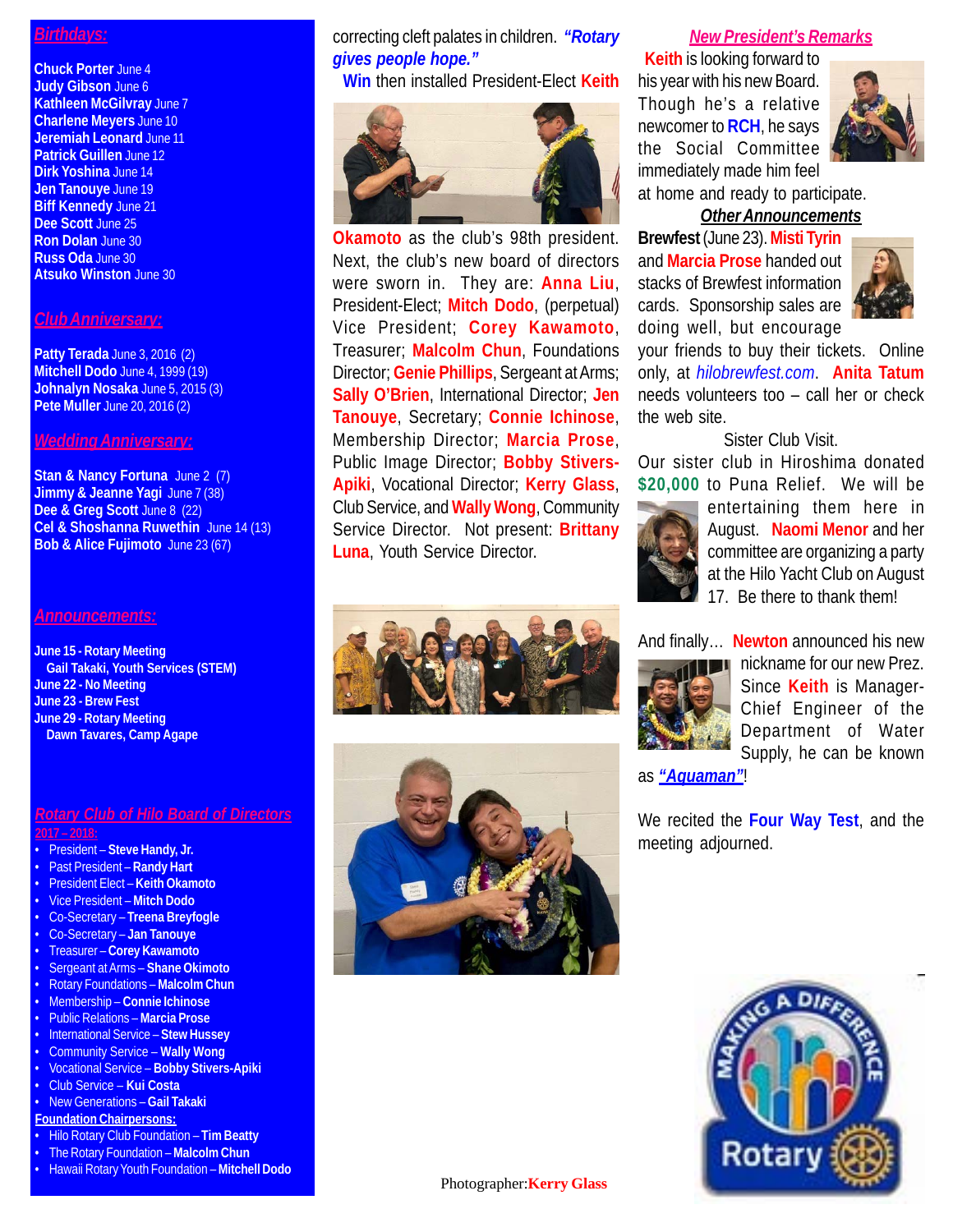## Birthdays:

**Chuck Porter** June 4
**Judy Gibson** June 6
**Kathleen McGilvray** June 7
**Charlene Meyers** June 10
**Jeremiah Leonard** June 11
**Patrick Guillen** June 12
**Dirk Yoshina** June 14
**Jen Tanouye** June 19
**Biff Kennedy** June 21
**Dee Scott** June 25
**Ron Dolan** June 30
**Russ Oda** June 30
**Atsuko Winston** June 30

## Club Anniversary:

**Patty Terada** June 3, 2016 (2)
**Mitchell Dodo** June 4, 1999 (19)
**Johnalyn Nosaka** June 5, 2015 (3)
**Pete Muller** June 20, 2016 (2)

## Wedding Anniversary:

**Stan & Nancy Fortuna** June 2 (7)
**Jimmy & Jeanne Yagi** June 7 (38)
**Dee & Greg Scott** June 8 (22)
**Cel & Shoshanna Ruwethin** June 14 (13)
**Bob & Alice Fujimoto** June 23 (67)

## Announcements:

**June 15 - Rotary Meeting**
**Gail Takaki, Youth Services (STEM)**
**June 22 - No Meeting**
**June 23 - Brew Fest**
**June 29 - Rotary Meeting**
**Dawn Tavares, Camp Agape**

## Rotary Club of Hilo Board of Directors

**2017 – 2018:**

- President – **Steve Handy, Jr.**
- Past President – **Randy Hart**
- President Elect – **Keith Okamoto**
- Vice President – **Mitch Dodo**
- Co-Secretary – **Treena Breyfogle**
- Co-Secretary – **Jan Tanouye**
- Treasurer – **Corey Kawamoto**
- Sergeant at Arms – **Shane Okimoto**
- Rotary Foundations – **Malcolm Chun**
- Membership – **Connie Ichinose**
- Public Relations – **Marcia Prose**
- International Service – **Stew Hussey**
- Community Service – **Wally Wong**
- Vocational Service – **Bobby Stivers-Apiki**
- Club Service – **Kui Costa**
- New Generations – **Gail Takaki**

**Foundation Chairpersons:**

- Hilo Rotary Club Foundation – **Tim Beatty**
- The Rotary Foundation – **Malcolm Chun**
- Hawaii Rotary Youth Foundation – **Mitchell Dodo**

correcting cleft palates in children. ***"Rotary gives people hope."***

**Win** then installed President-Elect **Keith Okamoto** as the club's 98th president. Next, the club's new board of directors were sworn in. They are: **Anna Liu**, President-Elect; **Mitch Dodo**, (perpetual) Vice President; **Corey Kawamoto**, Treasurer; **Malcolm Chun**, Foundations Director; **Genie Phillips**, Sergeant at Arms; **Sally O'Brien**, International Director; **Jen Tanouye**, Secretary; **Connie Ichinose**, Membership Director; **Marcia Prose**, Public Image Director; **Bobby Stivers-Apiki**, Vocational Director; **Kerry Glass**, Club Service, and **Wally Wong**, Community Service Director. Not present: **Brittany Luna**, Youth Service Director.

Photographer: **Kerry Glass**

## New President's Remarks

**Keith** is looking forward to his year with his new Board. Though he's a relative newcomer to **RCH**, he says the Social Committee immediately made him feel at home and ready to participate.

## Other Announcements

**Brewfest** (June 23). **Misti Tyrin** and **Marcia Prose** handed out stacks of Brewfest information cards. Sponsorship sales are doing well, but encourage your friends to buy their tickets. Online only, at *hilobrewfest.com*. **Anita Tatum** needs volunteers too – call her or check the web site.

Sister Club Visit.

Our sister club in Hiroshima donated **$20,000** to Puna Relief. We will be entertaining them here in August. **Naomi Menor** and her committee are organizing a party at the Hilo Yacht Club on August 17. Be there to thank them!

And finally… **Newton** announced his new nickname for our new Prez. Since **Keith** is Manager-Chief Engineer of the Department of Water Supply, he can be known as ***"Aquaman"***!

We recited the **Four Way Test**, and the meeting adjourned.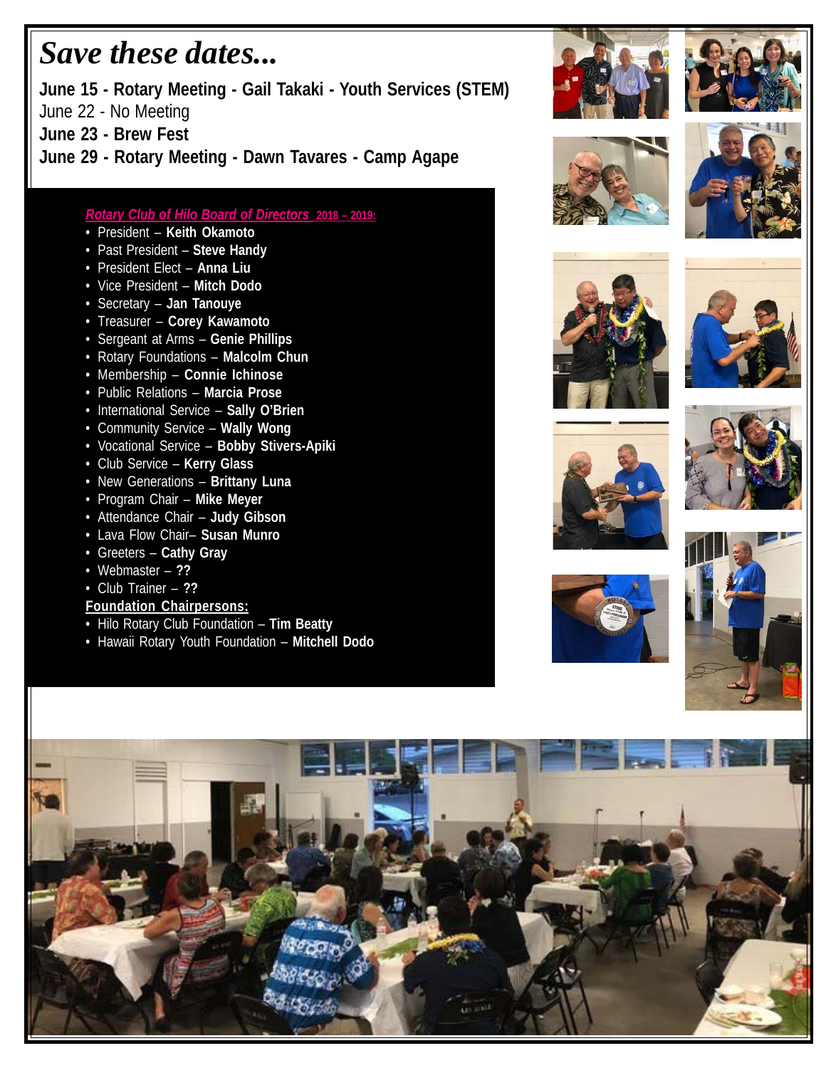# *Save these dates...*

**June 15 - Rotary Meeting - Gail Takaki - Youth Services (STEM)**
June 22 - No Meeting
**June 23 - Brew Fest**
**June 29 - Rotary Meeting - Dawn Tavares - Camp Agape**

***Rotary Club of Hilo Board of Directors*** **2018 – 2019:**

- President – **Keith Okamoto**
- Past President – **Steve Handy**
- President Elect – **Anna Liu**
- Vice President – **Mitch Dodo**
- Secretary – **Jan Tanouye**
- Treasurer – **Corey Kawamoto**
- Sergeant at Arms – **Genie Phillips**
- Rotary Foundations – **Malcolm Chun**
- Membership – **Connie Ichinose**
- Public Relations – **Marcia Prose**
- International Service – **Sally O'Brien**
- Community Service – **Wally Wong**
- Vocational Service – **Bobby Stivers-Apiki**
- Club Service – **Kerry Glass**
- New Generations – **Brittany Luna**
- Program Chair – **Mike Meyer**
- Attendance Chair – **Judy Gibson**
- Lava Flow Chair– **Susan Munro**
- Greeters – **Cathy Gray**
- Webmaster – **??**
- Club Trainer – **??**

**Foundation Chairpersons:**

- Hilo Rotary Club Foundation – **Tim Beatty**
- Hawaii Rotary Youth Foundation – **Mitchell Dodo**